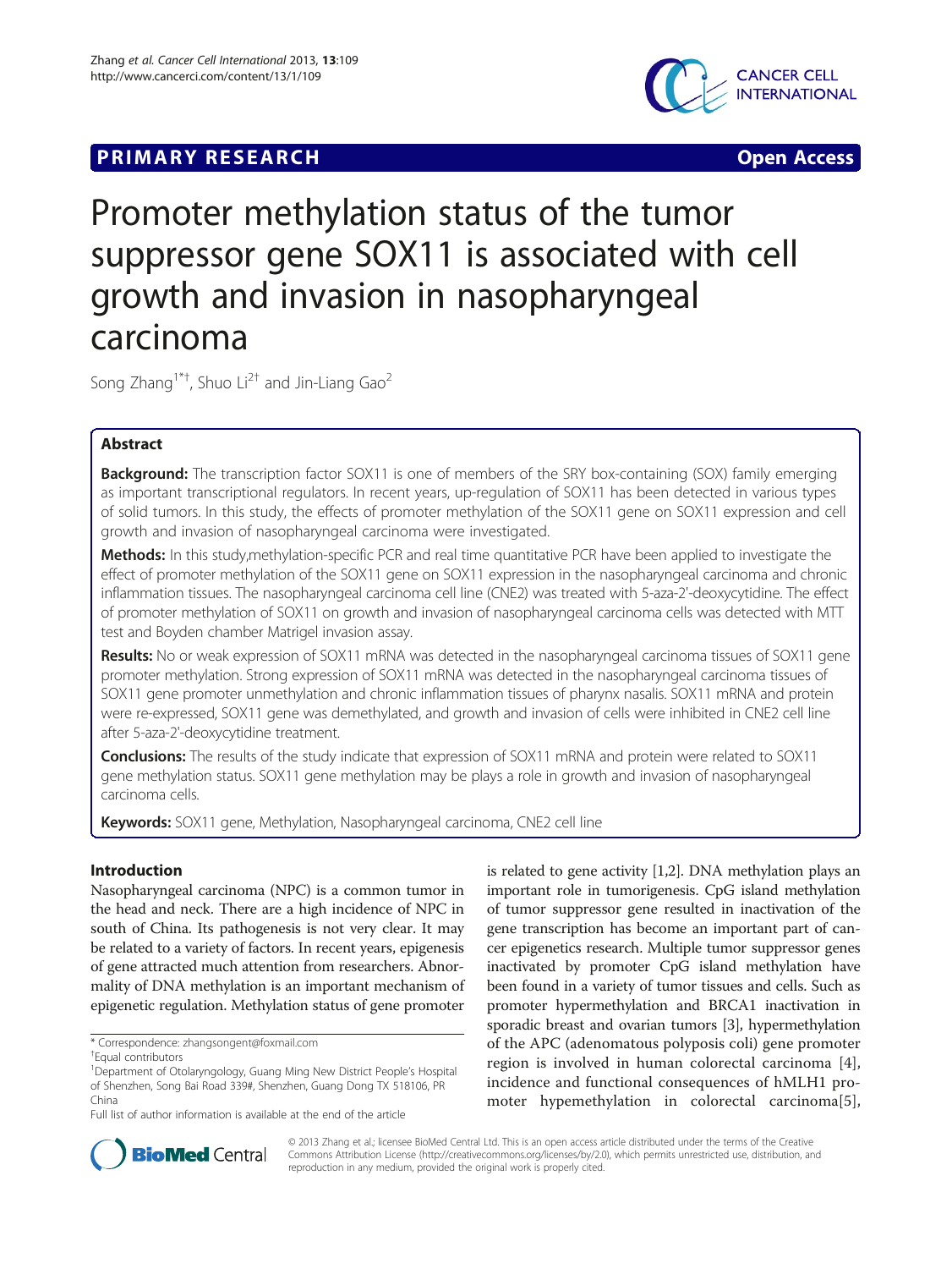**PRIMARY RESEARCH** **Open Access**

# Promoter methylation status of the tumor suppressor gene SOX11 is associated with cell growth and invasion in nasopharyngeal carcinoma

Song Zhang[1*†], Shuo Li[2†] and Jin-Liang Gao[2]

## Abstract

**Background:** The transcription factor SOX11 is one of members of the SRY box-containing (SOX) family emerging as important transcriptional regulators. In recent years, up-regulation of SOX11 has been detected in various types of solid tumors. In this study, the effects of promoter methylation of the SOX11 gene on SOX11 expression and cell growth and invasion of nasopharyngeal carcinoma were investigated.

**Methods:** In this study,methylation-specific PCR and real time quantitative PCR have been applied to investigate the effect of promoter methylation of the SOX11 gene on SOX11 expression in the nasopharyngeal carcinoma and chronic inflammation tissues. The nasopharyngeal carcinoma cell line (CNE2) was treated with 5-aza-2'-deoxycytidine. The effect of promoter methylation of SOX11 on growth and invasion of nasopharyngeal carcinoma cells was detected with MTT test and Boyden chamber Matrigel invasion assay.

**Results:** No or weak expression of SOX11 mRNA was detected in the nasopharyngeal carcinoma tissues of SOX11 gene promoter methylation. Strong expression of SOX11 mRNA was detected in the nasopharyngeal carcinoma tissues of SOX11 gene promoter unmethylation and chronic inflammation tissues of pharynx nasalis. SOX11 mRNA and protein were re-expressed, SOX11 gene was demethylated, and growth and invasion of cells were inhibited in CNE2 cell line after 5-aza-2'-deoxycytidine treatment.

**Conclusions:** The results of the study indicate that expression of SOX11 mRNA and protein were related to SOX11 gene methylation status. SOX11 gene methylation may be plays a role in growth and invasion of nasopharyngeal carcinoma cells.

**Keywords:** SOX11 gene, Methylation, Nasopharyngeal carcinoma, CNE2 cell line

## Introduction

Nasopharyngeal carcinoma (NPC) is a common tumor in the head and neck. There are a high incidence of NPC in south of China. Its pathogenesis is not very clear. It may be related to a variety of factors. In recent years, epigenesis of gene attracted much attention from researchers. Abnormality of DNA methylation is an important mechanism of epigenetic regulation. Methylation status of gene promoter is related to gene activity [1,2]. DNA methylation plays an important role in tumorigenesis. CpG island methylation of tumor suppressor gene resulted in inactivation of the gene transcription has become an important part of cancer epigenetics research. Multiple tumor suppressor genes inactivated by promoter CpG island methylation have been found in a variety of tumor tissues and cells. Such as promoter hypermethylation and BRCA1 inactivation in sporadic breast and ovarian tumors [3], hypermethylation of the APC (adenomatous polyposis coli) gene promoter region is involved in human colorectal carcinoma [4], incidence and functional consequences of hMLH1 promoter hypemethylation in colorectal carcinoma[5],

\* Correspondence: zhangsongent@foxmail.com

†Equal contributors

[1]Department of Otolaryngology, Guang Ming New District People's Hospital of Shenzhen, Song Bai Road 339#, Shenzhen, Guang Dong TX 518106, PR China

Full list of author information is available at the end of the article

© 2013 Zhang et al.; licensee BioMed Central Ltd. This is an open access article distributed under the terms of the Creative Commons Attribution License (http://creativecommons.org/licenses/by/2.0), which permits unrestricted use, distribution, and reproduction in any medium, provided the original work is properly cited.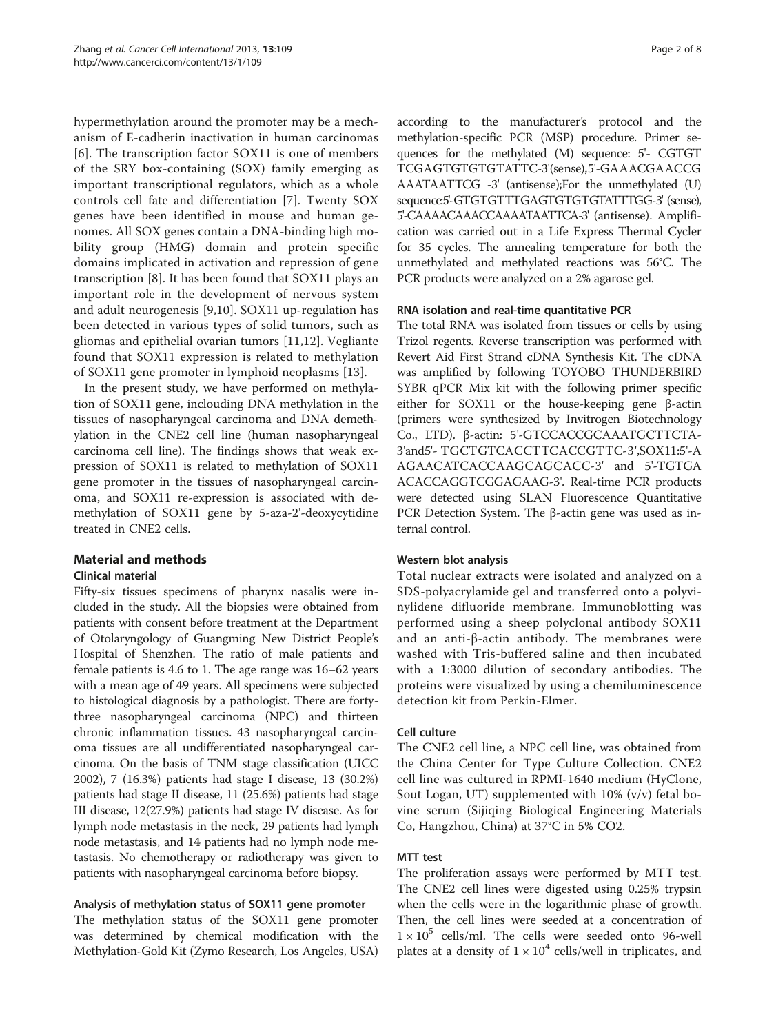hypermethylation around the promoter may be a mechanism of E-cadherin inactivation in human carcinomas [6]. The transcription factor SOX11 is one of members of the SRY box-containing (SOX) family emerging as important transcriptional regulators, which as a whole controls cell fate and differentiation [7]. Twenty SOX genes have been identified in mouse and human genomes. All SOX genes contain a DNA-binding high mobility group (HMG) domain and protein specific domains implicated in activation and repression of gene transcription [8]. It has been found that SOX11 plays an important role in the development of nervous system and adult neurogenesis [9,10]. SOX11 up-regulation has been detected in various types of solid tumors, such as gliomas and epithelial ovarian tumors [11,12]. Vegliante found that SOX11 expression is related to methylation of SOX11 gene promoter in lymphoid neoplasms [13].

In the present study, we have performed on methylation of SOX11 gene, inclouding DNA methylation in the tissues of nasopharyngeal carcinoma and DNA demethylation in the CNE2 cell line (human nasopharyngeal carcinoma cell line). The findings shows that weak expression of SOX11 is related to methylation of SOX11 gene promoter in the tissues of nasopharyngeal carcinoma, and SOX11 re-expression is associated with demethylation of SOX11 gene by 5-aza-2'-deoxycytidine treated in CNE2 cells.

## Material and methods

### Clinical material

Fifty-six tissues specimens of pharynx nasalis were included in the study. All the biopsies were obtained from patients with consent before treatment at the Department of Otolaryngology of Guangming New District People's Hospital of Shenzhen. The ratio of male patients and female patients is 4.6 to 1. The age range was 16–62 years with a mean age of 49 years. All specimens were subjected to histological diagnosis by a pathologist. There are forty-three nasopharyngeal carcinoma (NPC) and thirteen chronic inflammation tissues. 43 nasopharyngeal carcinoma tissues are all undifferentiated nasopharyngeal carcinoma. On the basis of TNM stage classification (UICC 2002), 7 (16.3%) patients had stage I disease, 13 (30.2%) patients had stage II disease, 11 (25.6%) patients had stage III disease, 12(27.9%) patients had stage IV disease. As for lymph node metastasis in the neck, 29 patients had lymph node metastasis, and 14 patients had no lymph node metastasis. No chemotherapy or radiotherapy was given to patients with nasopharyngeal carcinoma before biopsy.

### Analysis of methylation status of SOX11 gene promoter

The methylation status of the SOX11 gene promoter was determined by chemical modification with the Methylation-Gold Kit (Zymo Research, Los Angeles, USA) according to the manufacturer's protocol and the methylation-specific PCR (MSP) procedure. Primer sequences for the methylated (M) sequence: 5'- CGTGT TCGAGTGTGTGTATTC-3'(sense),5'-GAAACGAACCG AAATAATTCG -3' (antisense);For the unmethylated (U) sequence:5'-GTGTGTTTGAGTGTGTGTATTTGG-3' (sense), 5'-CAAAACAAACCAAAATAATTCA-3' (antisense). Amplification was carried out in a Life Express Thermal Cycler for 35 cycles. The annealing temperature for both the unmethylated and methylated reactions was 56°C. The PCR products were analyzed on a 2% agarose gel.

### RNA isolation and real-time quantitative PCR

The total RNA was isolated from tissues or cells by using Trizol regents. Reverse transcription was performed with Revert Aid First Strand cDNA Synthesis Kit. The cDNA was amplified by following TOYOBO THUNDERBIRD SYBR qPCR Mix kit with the following primer specific either for SOX11 or the house-keeping gene β-actin (primers were synthesized by Invitrogen Biotechnology Co., LTD). β-actin: 5'-GTCCACCGCAAATGCTTCTA-3'and5'- TGCTGTCACCTTCACCGTTC-3',SOX11:5'-A AGAACATCACCAAGCAGCACC-3' and 5'-TGTGA ACACCAGGTCGGAGAAG-3'. Real-time PCR products were detected using SLAN Fluorescence Quantitative PCR Detection System. The β-actin gene was used as internal control.

### Western blot analysis

Total nuclear extracts were isolated and analyzed on a SDS-polyacrylamide gel and transferred onto a polyvinylidene difluoride membrane. Immunoblotting was performed using a sheep polyclonal antibody SOX11 and an anti-β-actin antibody. The membranes were washed with Tris-buffered saline and then incubated with a 1:3000 dilution of secondary antibodies. The proteins were visualized by using a chemiluminescence detection kit from Perkin-Elmer.

### Cell culture

The CNE2 cell line, a NPC cell line, was obtained from the China Center for Type Culture Collection. CNE2 cell line was cultured in RPMI-1640 medium (HyClone, Sout Logan, UT) supplemented with 10% (v/v) fetal bovine serum (Sijiqing Biological Engineering Materials Co, Hangzhou, China) at 37°C in 5% $CO_2$.

### MTT test

The proliferation assays were performed by MTT test. The CNE2 cell lines were digested using 0.25% trypsin when the cells were in the logarithmic phase of growth. Then, the cell lines were seeded at a concentration of $1 \times 10^5$ cells/ml. The cells were seeded onto 96-well plates at a density of $1 \times 10^4$ cells/well in triplicates, and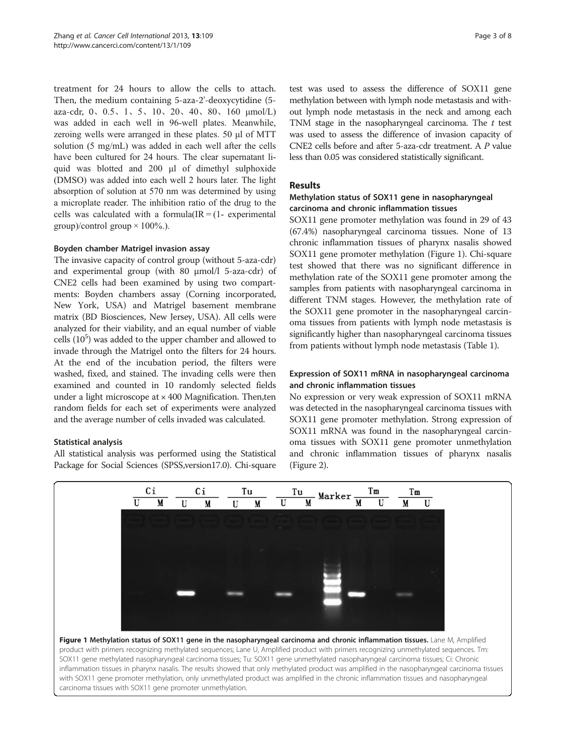treatment for 24 hours to allow the cells to attach. Then, the medium containing 5-aza-2'-deoxycytidine (5-aza-cdr, 0、0.5、1、5、10、20、40、80、160 μmol/L) was added in each well in 96-well plates. Meanwhile, zeroing wells were arranged in these plates. 50 μl of MTT solution (5 mg/mL) was added in each well after the cells have been cultured for 24 hours. The clear supernatant liquid was blotted and 200 μl of dimethyl sulphoxide (DMSO) was added into each well 2 hours later. The light absorption of solution at 570 nm was determined by using a microplate reader. The inhibition ratio of the drug to the cells was calculated with a formula(IR = (1- experimental group)/control group × 100%.).

#### Boyden chamber Matrigel invasion assay

The invasive capacity of control group (without 5-aza-cdr) and experimental group (with 80 μmol/l 5-aza-cdr) of CNE2 cells had been examined by using two compartments: Boyden chambers assay (Corning incorporated, New York, USA) and Matrigel basement membrane matrix (BD Biosciences, New Jersey, USA). All cells were analyzed for their viability, and an equal number of viable cells ($10^5$) was added to the upper chamber and allowed to invade through the Matrigel onto the filters for 24 hours. At the end of the incubation period, the filters were washed, fixed, and stained. The invading cells were then examined and counted in 10 randomly selected fields under a light microscope at × 400 Magnification. Then,ten random fields for each set of experiments were analyzed and the average number of cells invaded was calculated.

#### Statistical analysis

All statistical analysis was performed using the Statistical Package for Social Sciences (SPSS,version17.0). Chi-square test was used to assess the difference of SOX11 gene methylation between with lymph node metastasis and without lymph node metastasis in the neck and among each TNM stage in the nasopharyngeal carcinoma. The *t* test was used to assess the difference of invasion capacity of CNE2 cells before and after 5-aza-cdr treatment. A *P* value less than 0.05 was considered statistically significant.

## Results

### Methylation status of SOX11 gene in nasopharyngeal carcinoma and chronic inflammation tissues

SOX11 gene promoter methylation was found in 29 of 43 (67.4%) nasopharyngeal carcinoma tissues. None of 13 chronic inflammation tissues of pharynx nasalis showed SOX11 gene promoter methylation (Figure 1). Chi-square test showed that there was no significant difference in methylation rate of the SOX11 gene promoter among the samples from patients with nasopharyngeal carcinoma in different TNM stages. However, the methylation rate of the SOX11 gene promoter in the nasopharyngeal carcinoma tissues from patients with lymph node metastasis is significantly higher than nasopharyngeal carcinoma tissues from patients without lymph node metastasis (Table 1).

### Expression of SOX11 mRNA in nasopharyngeal carcinoma and chronic inflammation tissues

No expression or very weak expression of SOX11 mRNA was detected in the nasopharyngeal carcinoma tissues with SOX11 gene promoter methylation. Strong expression of SOX11 mRNA was found in the nasopharyngeal carcinoma tissues with SOX11 gene promoter unmethylation and chronic inflammation tissues of pharynx nasalis (Figure 2).

**Figure 1 Methylation status of SOX11 gene in the nasopharyngeal carcinoma and chronic inflammation tissues.** Lane M, Amplified product with primers recognizing methylated sequences; Lane U, Amplified product with primers recognizing unmethylated sequences. Tm: SOX11 gene methylated nasopharyngeal carcinoma tissues; Tu: SOX11 gene unmethylated nasopharyngeal carcinoma tissues; Ci: Chronic inflammation tissues in pharynx nasalis. The results showed that only methylated product was amplified in the nasopharyngeal carcinoma tissues with SOX11 gene promoter methylation, only unmethylated product was amplified in the chronic inflammation tissues and nasopharyngeal carcinoma tissues with SOX11 gene promoter unmethylation.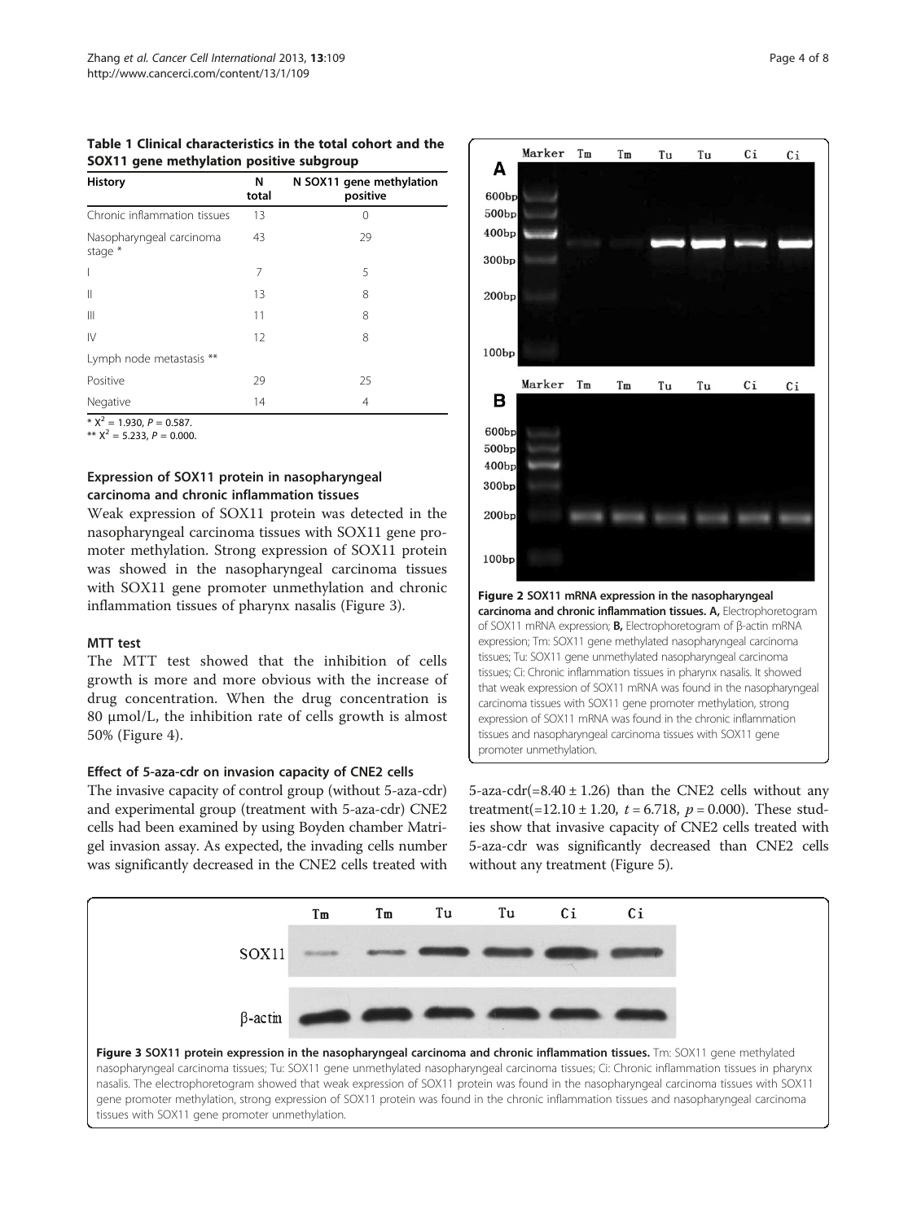**Table 1 Clinical characteristics in the total cohort and the SOX11 gene methylation positive subgroup**

| History | N total | N SOX11 gene methylation positive |
|---|---|---|
| Chronic inflammation tissues | 13 | 0 |
| Nasopharyngeal carcinoma stage * | 43 | 29 |
| I | 7 | 5 |
| II | 13 | 8 |
| III | 11 | 8 |
| IV | 12 | 8 |
| Lymph node metastasis ** | | |
| Positive | 29 | 25 |
| Negative | 14 | 4 |

* $X^2 = 1.930$, $P = 0.587$.
** $X^2 = 5.233$, $P = 0.000$.

### Expression of SOX11 protein in nasopharyngeal carcinoma and chronic inflammation tissues

Weak expression of SOX11 protein was detected in the nasopharyngeal carcinoma tissues with SOX11 gene promoter methylation. Strong expression of SOX11 protein was showed in the nasopharyngeal carcinoma tissues with SOX11 gene promoter unmethylation and chronic inflammation tissues of pharynx nasalis (Figure 3).

### MTT test

The MTT test showed that the inhibition of cells growth is more and more obvious with the increase of drug concentration. When the drug concentration is 80 μmol/L, the inhibition rate of cells growth is almost 50% (Figure 4).

### Effect of 5-aza-cdr on invasion capacity of CNE2 cells

The invasive capacity of control group (without 5-aza-cdr) and experimental group (treatment with 5-aza-cdr) CNE2 cells had been examined by using Boyden chamber Matrigel invasion assay. As expected, the invading cells number was significantly decreased in the CNE2 cells treated with 5-aza-cdr(=8.40 ± 1.26) than the CNE2 cells without any treatment(=12.10 ± 1.20, $t = 6.718$, $p = 0.000$). These studies show that invasive capacity of CNE2 cells treated with 5-aza-cdr was significantly decreased than CNE2 cells without any treatment (Figure 5).

**Figure 2 SOX11 mRNA expression in the nasopharyngeal carcinoma and chronic inflammation tissues.** **A,** Electrophoretogram of SOX11 mRNA expression; **B,** Electrophoretogram of β-actin mRNA expression; Tm: SOX11 gene methylated nasopharyngeal carcinoma tissues; Tu: SOX11 gene unmethylated nasopharyngeal carcinoma tissues; Ci: Chronic inflammation tissues in pharynx nasalis. It showed that weak expression of SOX11 mRNA was found in the nasopharyngeal carcinoma tissues with SOX11 gene promoter methylation, strong expression of SOX11 mRNA was found in the chronic inflammation tissues and nasopharyngeal carcinoma tissues with SOX11 gene promoter unmethylation.

**Figure 3 SOX11 protein expression in the nasopharyngeal carcinoma and chronic inflammation tissues.** Tm: SOX11 gene methylated nasopharyngeal carcinoma tissues; Tu: SOX11 gene unmethylated nasopharyngeal carcinoma tissues; Ci: Chronic inflammation tissues in pharynx nasalis. The electrophoretogram showed that weak expression of SOX11 protein was found in the nasopharyngeal carcinoma tissues with SOX11 gene promoter methylation, strong expression of SOX11 protein was found in the chronic inflammation tissues and nasopharyngeal carcinoma tissues with SOX11 gene promoter unmethylation.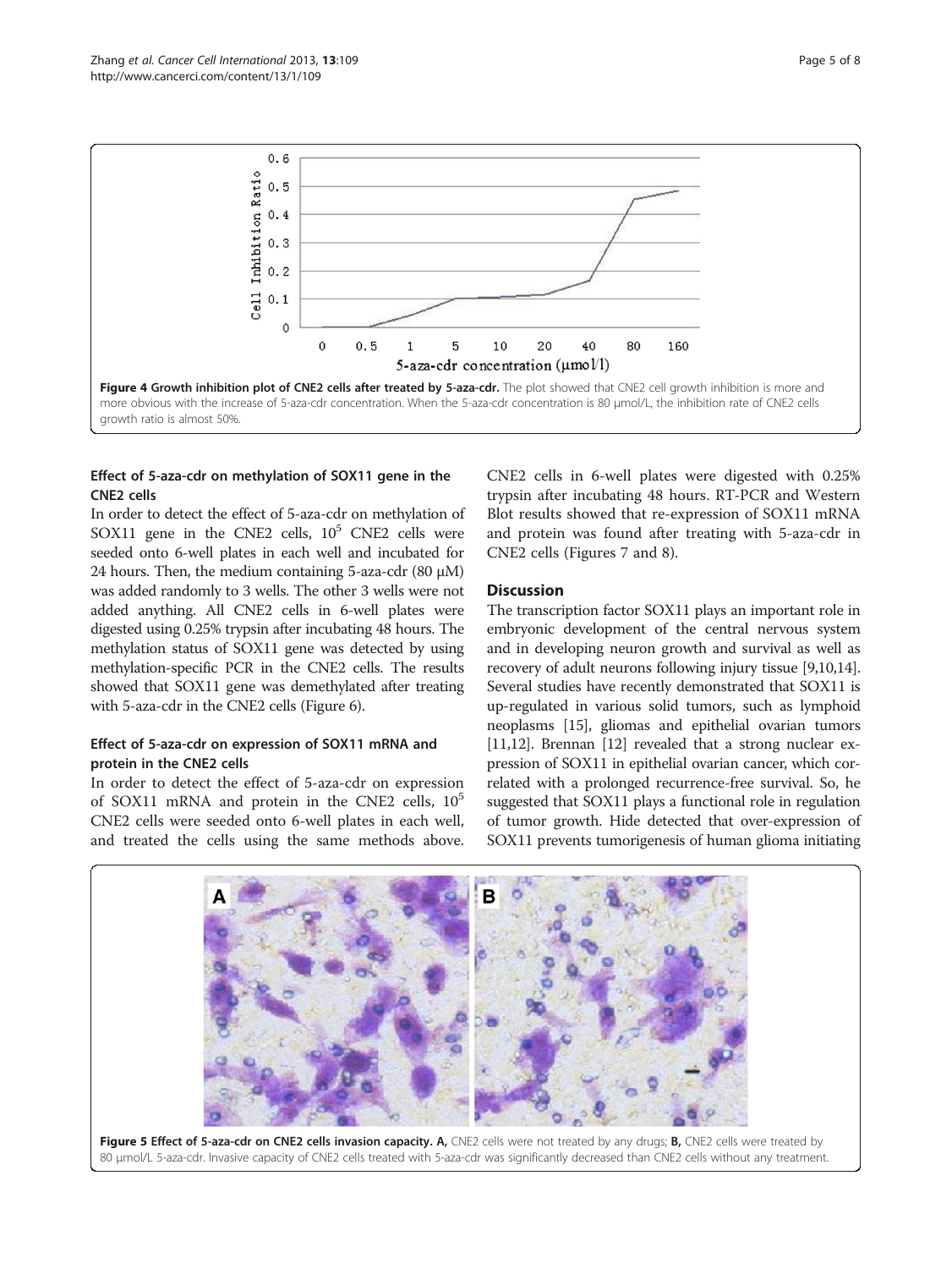Figure 4 Growth inhibition plot of CNE2 cells after treated by 5-aza-cdr. The plot showed that CNE2 cell growth inhibition is more and more obvious with the increase of 5-aza-cdr concentration. When the 5-aza-cdr concentration is 80 μmol/L, the inhibition rate of CNE2 cells growth ratio is almost 50%.

### Effect of 5-aza-cdr on methylation of SOX11 gene in the CNE2 cells

In order to detect the effect of 5-aza-cdr on methylation of SOX11 gene in the CNE2 cells, $10^5$ CNE2 cells were seeded onto 6-well plates in each well and incubated for 24 hours. Then, the medium containing 5-aza-cdr (80 μM) was added randomly to 3 wells. The other 3 wells were not added anything. All CNE2 cells in 6-well plates were digested using 0.25% trypsin after incubating 48 hours. The methylation status of SOX11 gene was detected by using methylation-specific PCR in the CNE2 cells. The results showed that SOX11 gene was demethylated after treating with 5-aza-cdr in the CNE2 cells (Figure 6).

### Effect of 5-aza-cdr on expression of SOX11 mRNA and protein in the CNE2 cells

In order to detect the effect of 5-aza-cdr on expression of SOX11 mRNA and protein in the CNE2 cells, $10^5$ CNE2 cells were seeded onto 6-well plates in each well, and treated the cells using the same methods above. CNE2 cells in 6-well plates were digested with 0.25% trypsin after incubating 48 hours. RT-PCR and Western Blot results showed that re-expression of SOX11 mRNA and protein was found after treating with 5-aza-cdr in CNE2 cells (Figures 7 and 8).

## Discussion

The transcription factor SOX11 plays an important role in embryonic development of the central nervous system and in developing neuron growth and survival as well as recovery of adult neurons following injury tissue [9,10,14]. Several studies have recently demonstrated that SOX11 is up-regulated in various solid tumors, such as lymphoid neoplasms [15], gliomas and epithelial ovarian tumors [11,12]. Brennan [12] revealed that a strong nuclear expression of SOX11 in epithelial ovarian cancer, which correlated with a prolonged recurrence-free survival. So, he suggested that SOX11 plays a functional role in regulation of tumor growth. Hide detected that over-expression of SOX11 prevents tumorigenesis of human glioma initiating

Figure 5 Effect of 5-aza-cdr on CNE2 cells invasion capacity. A, CNE2 cells were not treated by any drugs; B, CNE2 cells were treated by 80 μmol/L 5-aza-cdr. Invasive capacity of CNE2 cells treated with 5-aza-cdr was significantly decreased than CNE2 cells without any treatment.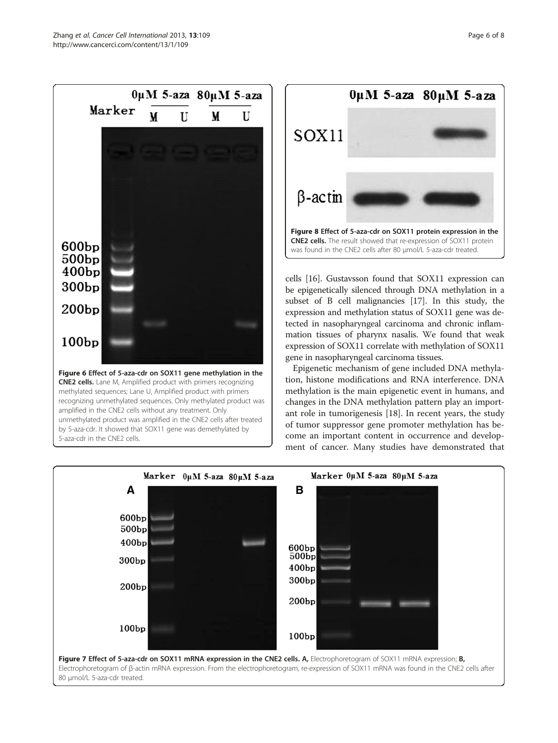**Figure 6 Effect of 5-aza-cdr on SOX11 gene methylation in the CNE2 cells.** Lane M, Amplified product with primers recognizing methylated sequences; Lane U, Amplified product with primers recognizing unmethylated sequences. Only methylated product was amplified in the CNE2 cells without any treatment. Only unmethylated product was amplified in the CNE2 cells after treated by 5-aza-cdr. It showed that SOX11 gene was demethylated by 5-aza-cdr in the CNE2 cells.

**Figure 8 Effect of 5-aza-cdr on SOX11 protein expression in the CNE2 cells.** The result showed that re-expression of SOX11 protein was found in the CNE2 cells after 80 μmol/L 5-aza-cdr treated.

cells [16]. Gustavsson found that SOX11 expression can be epigenetically silenced through DNA methylation in a subset of B cell malignancies [17]. In this study, the expression and methylation status of SOX11 gene was detected in nasopharyngeal carcinoma and chronic inflammation tissues of pharynx nasalis. We found that weak expression of SOX11 correlate with methylation of SOX11 gene in nasopharyngeal carcinoma tissues.

Epigenetic mechanism of gene included DNA methylation, histone modifications and RNA interference. DNA methylation is the main epigenetic event in humans, and changes in the DNA methylation pattern play an important role in tumorigenesis [18]. In recent years, the study of tumor suppressor gene promoter methylation has become an important content in occurrence and development of cancer. Many studies have demonstrated that

**Figure 7 Effect of 5-aza-cdr on SOX11 mRNA expression in the CNE2 cells. A,** Electrophoretogram of SOX11 mRNA expression; **B,** Electrophoretogram of β-actin mRNA expression. From the electrophoretogram, re-expression of SOX11 mRNA was found in the CNE2 cells after 80 μmol/L 5-aza-cdr treated.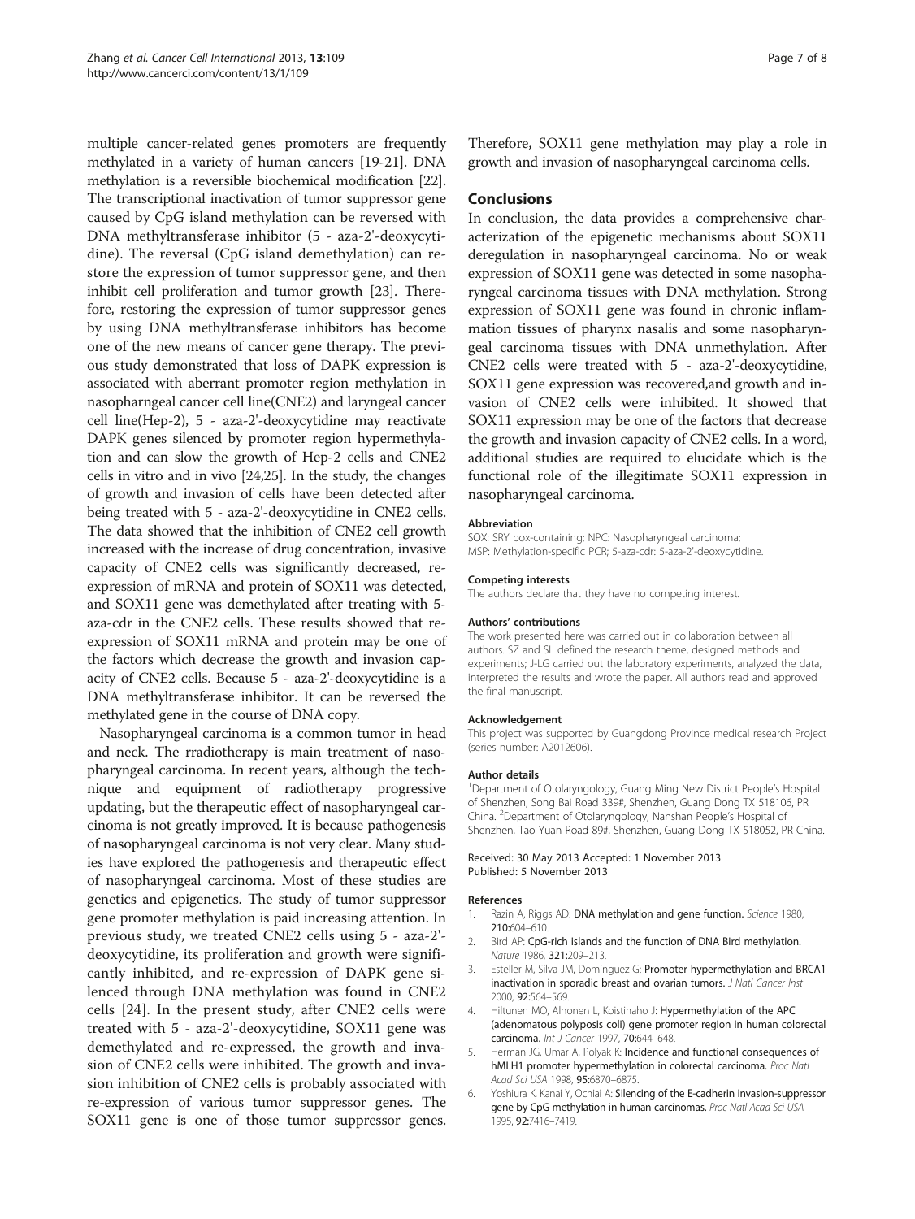multiple cancer-related genes promoters are frequently methylated in a variety of human cancers [19-21]. DNA methylation is a reversible biochemical modification [22]. The transcriptional inactivation of tumor suppressor gene caused by CpG island methylation can be reversed with DNA methyltransferase inhibitor (5 - aza-2'-deoxycytidine). The reversal (CpG island demethylation) can restore the expression of tumor suppressor gene, and then inhibit cell proliferation and tumor growth [23]. Therefore, restoring the expression of tumor suppressor genes by using DNA methyltransferase inhibitors has become one of the new means of cancer gene therapy. The previous study demonstrated that loss of DAPK expression is associated with aberrant promoter region methylation in nasopharngeal cancer cell line(CNE2) and laryngeal cancer cell line(Hep-2), 5 - aza-2'-deoxycytidine may reactivate DAPK genes silenced by promoter region hypermethylation and can slow the growth of Hep-2 cells and CNE2 cells in vitro and in vivo [24,25]. In the study, the changes of growth and invasion of cells have been detected after being treated with 5 - aza-2'-deoxycytidine in CNE2 cells. The data showed that the inhibition of CNE2 cell growth increased with the increase of drug concentration, invasive capacity of CNE2 cells was significantly decreased, reexpression of mRNA and protein of SOX11 was detected, and SOX11 gene was demethylated after treating with 5-aza-cdr in the CNE2 cells. These results showed that reexpression of SOX11 mRNA and protein may be one of the factors which decrease the growth and invasion capacity of CNE2 cells. Because 5 - aza-2'-deoxycytidine is a DNA methyltransferase inhibitor. It can be reversed the methylated gene in the course of DNA copy.

Nasopharyngeal carcinoma is a common tumor in head and neck. The rradiotherapy is main treatment of nasopharyngeal carcinoma. In recent years, although the technique and equipment of radiotherapy progressive updating, but the therapeutic effect of nasopharyngeal carcinoma is not greatly improved. It is because pathogenesis of nasopharyngeal carcinoma is not very clear. Many studies have explored the pathogenesis and therapeutic effect of nasopharyngeal carcinoma. Most of these studies are genetics and epigenetics. The study of tumor suppressor gene promoter methylation is paid increasing attention. In previous study, we treated CNE2 cells using 5 - aza-2'-deoxycytidine, its proliferation and growth were significantly inhibited, and re-expression of DAPK gene silenced through DNA methylation was found in CNE2 cells [24]. In the present study, after CNE2 cells were treated with 5 - aza-2'-deoxycytidine, SOX11 gene was demethylated and re-expressed, the growth and invasion of CNE2 cells were inhibited. The growth and invasion inhibition of CNE2 cells is probably associated with re-expression of various tumor suppressor genes. The SOX11 gene is one of those tumor suppressor genes. Therefore, SOX11 gene methylation may play a role in growth and invasion of nasopharyngeal carcinoma cells.

## Conclusions

In conclusion, the data provides a comprehensive characterization of the epigenetic mechanisms about SOX11 deregulation in nasopharyngeal carcinoma. No or weak expression of SOX11 gene was detected in some nasopharyngeal carcinoma tissues with DNA methylation. Strong expression of SOX11 gene was found in chronic inflammation tissues of pharynx nasalis and some nasopharyngeal carcinoma tissues with DNA unmethylation. After CNE2 cells were treated with 5 - aza-2'-deoxycytidine, SOX11 gene expression was recovered,and growth and invasion of CNE2 cells were inhibited. It showed that SOX11 expression may be one of the factors that decrease the growth and invasion capacity of CNE2 cells. In a word, additional studies are required to elucidate which is the functional role of the illegitimate SOX11 expression in nasopharyngeal carcinoma.

#### Abbreviation

SOX: SRY box-containing; NPC: Nasopharyngeal carcinoma; MSP: Methylation-specific PCR; 5-aza-cdr: 5-aza-2'-deoxycytidine.

#### Competing interests

The authors declare that they have no competing interest.

#### Authors' contributions

The work presented here was carried out in collaboration between all authors. SZ and SL defined the research theme, designed methods and experiments; J-LG carried out the laboratory experiments, analyzed the data, interpreted the results and wrote the paper. All authors read and approved the final manuscript.

#### Acknowledgement

This project was supported by Guangdong Province medical research Project (series number: A2012606).

#### Author details

[1]Department of Otolaryngology, Guang Ming New District People's Hospital of Shenzhen, Song Bai Road 339#, Shenzhen, Guang Dong TX 518106, PR China. [2]Department of Otolaryngology, Nanshan People's Hospital of Shenzhen, Tao Yuan Road 89#, Shenzhen, Guang Dong TX 518052, PR China.

Received: 30 May 2013 Accepted: 1 November 2013
Published: 5 November 2013

#### References

1. Razin A, Riggs AD: **DNA methylation and gene function.** *Science* 1980, **210:**604–610.
2. Bird AP: **CpG-rich islands and the function of DNA Bird methylation.** *Nature* 1986, **321:**209–213.
3. Esteller M, Silva JM, Dominguez G: **Promoter hypermethylation and BRCA1 inactivation in sporadic breast and ovarian tumors.** *J Natl Cancer Inst* 2000, **92:**564–569.
4. Hiltunen MO, Alhonen L, Koistinaho J: **Hypermethylation of the APC (adenomatous polyposis coli) gene promoter region in human colorectal carcinoma.** *Int J Cancer* 1997, **70:**644–648.
5. Herman JG, Umar A, Polyak K: **Incidence and functional consequences of hMLH1 promoter hypermethylation in colorectal carcinoma.** *Proc Natl Acad Sci USA* 1998, **95:**6870–6875.
6. Yoshiura K, Kanai Y, Ochiai A: **Silencing of the E-cadherin invasion-suppressor gene by CpG methylation in human carcinomas.** *Proc Natl Acad Sci USA* 1995, **92:**7416–7419.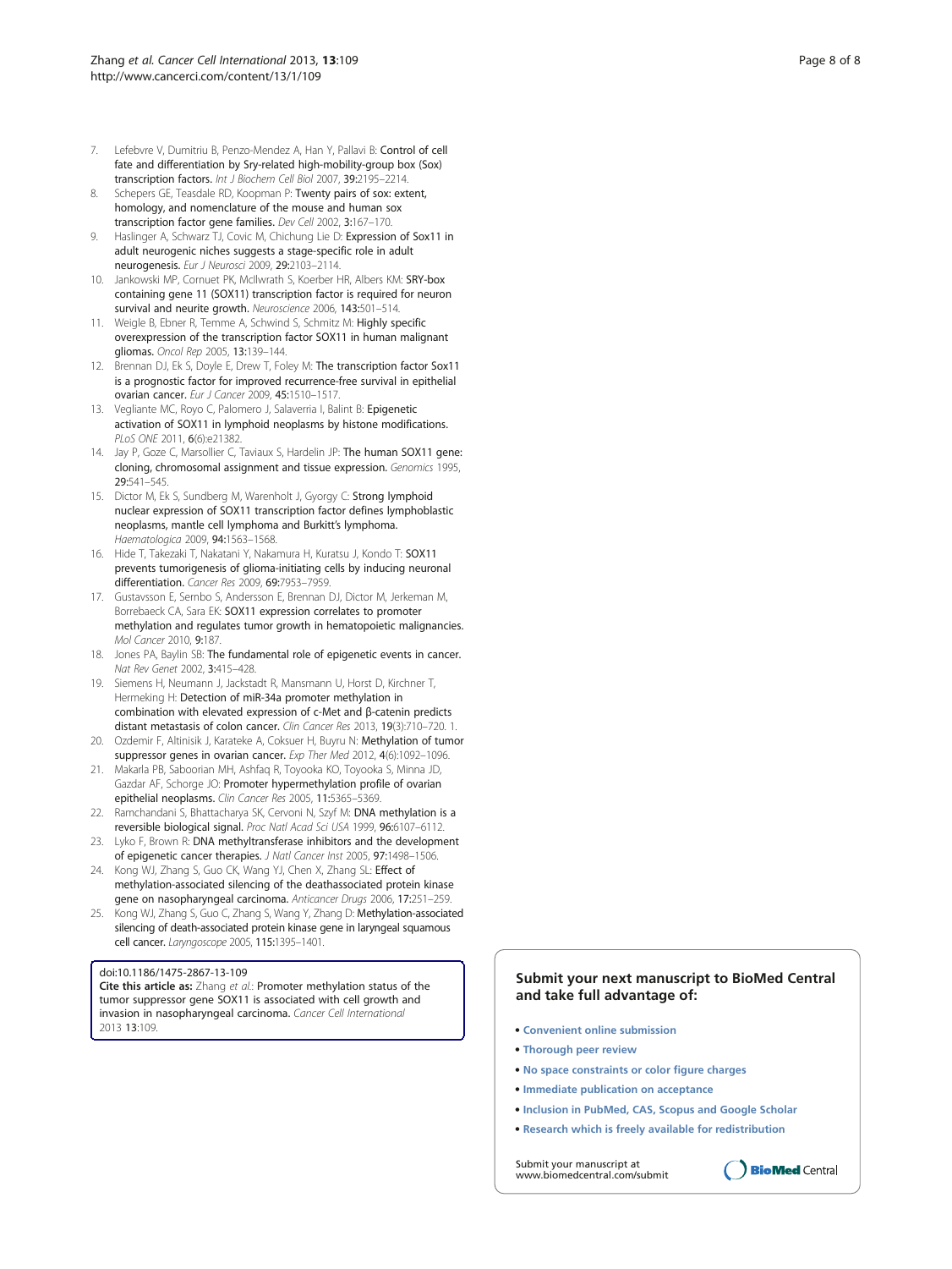7. Lefebvre V, Dumitriu B, Penzo-Mendez A, Han Y, Pallavi B: **Control of cell fate and differentiation by Sry-related high-mobility-group box (Sox) transcription factors.** *Int J Biochem Cell Biol* 2007, **39:**2195–2214.
8. Schepers GE, Teasdale RD, Koopman P: **Twenty pairs of sox: extent, homology, and nomenclature of the mouse and human sox transcription factor gene families.** *Dev Cell* 2002, **3:**167–170.
9. Haslinger A, Schwarz TJ, Covic M, Chichung Lie D: **Expression of Sox11 in adult neurogenic niches suggests a stage-specific role in adult neurogenesis.** *Eur J Neurosci* 2009, **29:**2103–2114.
10. Jankowski MP, Cornuet PK, McIlwrath S, Koerber HR, Albers KM: **SRY-box containing gene 11 (SOX11) transcription factor is required for neuron survival and neurite growth.** *Neuroscience* 2006, **143:**501–514.
11. Weigle B, Ebner R, Temme A, Schwind S, Schmitz M: **Highly specific overexpression of the transcription factor SOX11 in human malignant gliomas.** *Oncol Rep* 2005, **13:**139–144.
12. Brennan DJ, Ek S, Doyle E, Drew T, Foley M: **The transcription factor Sox11 is a prognostic factor for improved recurrence-free survival in epithelial ovarian cancer.** *Eur J Cancer* 2009, **45:**1510–1517.
13. Vegliante MC, Royo C, Palomero J, Salaverria I, Balint B: **Epigenetic activation of SOX11 in lymphoid neoplasms by histone modifications.** *PLoS ONE* 2011, **6**(6):e21382.
14. Jay P, Goze C, Marsollier C, Taviaux S, Hardelin JP: **The human SOX11 gene: cloning, chromosomal assignment and tissue expression.** *Genomics* 1995, **29:**541–545.
15. Dictor M, Ek S, Sundberg M, Warenholt J, Gyorgy C: **Strong lymphoid nuclear expression of SOX11 transcription factor defines lymphoblastic neoplasms, mantle cell lymphoma and Burkitt's lymphoma.** *Haematologica* 2009, **94:**1563–1568.
16. Hide T, Takezaki T, Nakatani Y, Nakamura H, Kuratsu J, Kondo T: **SOX11 prevents tumorigenesis of glioma-initiating cells by inducing neuronal differentiation.** *Cancer Res* 2009, **69:**7953–7959.
17. Gustavsson E, Sernbo S, Andersson E, Brennan DJ, Dictor M, Jerkeman M, Borrebaeck CA, Sara EK: **SOX11 expression correlates to promoter methylation and regulates tumor growth in hematopoietic malignancies.** *Mol Cancer* 2010, **9:**187.
18. Jones PA, Baylin SB: **The fundamental role of epigenetic events in cancer.** *Nat Rev Genet* 2002, **3:**415–428.
19. Siemens H, Neumann J, Jackstadt R, Mansmann U, Horst D, Kirchner T, Hermeking H: **Detection of miR-34a promoter methylation in combination with elevated expression of c-Met and β-catenin predicts distant metastasis of colon cancer.** *Clin Cancer Res* 2013, **19**(3):710–720. 1.
20. Ozdemir F, Altinisik J, Karateke A, Coksuer H, Buyru N: **Methylation of tumor suppressor genes in ovarian cancer.** *Exp Ther Med* 2012, **4**(6):1092–1096.
21. Makarla PB, Saboorian MH, Ashfaq R, Toyooka KO, Toyooka S, Minna JD, Gazdar AF, Schorge JO: **Promoter hypermethylation profile of ovarian epithelial neoplasms.** *Clin Cancer Res* 2005, **11:**5365–5369.
22. Ramchandani S, Bhattacharya SK, Cervoni N, Szyf M: **DNA methylation is a reversible biological signal.** *Proc Natl Acad Sci USA* 1999, **96:**6107–6112.
23. Lyko F, Brown R: **DNA methyltransferase inhibitors and the development of epigenetic cancer therapies.** *J Natl Cancer Inst* 2005, **97:**1498–1506.
24. Kong WJ, Zhang S, Guo CK, Wang YJ, Chen X, Zhang SL: **Effect of methylation-associated silencing of the deathassociated protein kinase gene on nasopharyngeal carcinoma.** *Anticancer Drugs* 2006, **17:**251–259.
25. Kong WJ, Zhang S, Guo C, Zhang S, Wang Y, Zhang D: **Methylation-associated silencing of death-associated protein kinase gene in laryngeal squamous cell cancer.** *Laryngoscope* 2005, **115:**1395–1401.

doi:10.1186/1475-2867-13-109
**Cite this article as:** Zhang *et al.*: Promoter methylation status of the tumor suppressor gene SOX11 is associated with cell growth and invasion in nasopharyngeal carcinoma. *Cancer Cell International* 2013 **13**:109.

**Submit your next manuscript to BioMed Central and take full advantage of:**

- **Convenient online submission**
- **Thorough peer review**
- **No space constraints or color figure charges**
- **Immediate publication on acceptance**
- **Inclusion in PubMed, CAS, Scopus and Google Scholar**
- **Research which is freely available for redistribution**

Submit your manuscript at
www.biomedcentral.com/submit

BioMed Central